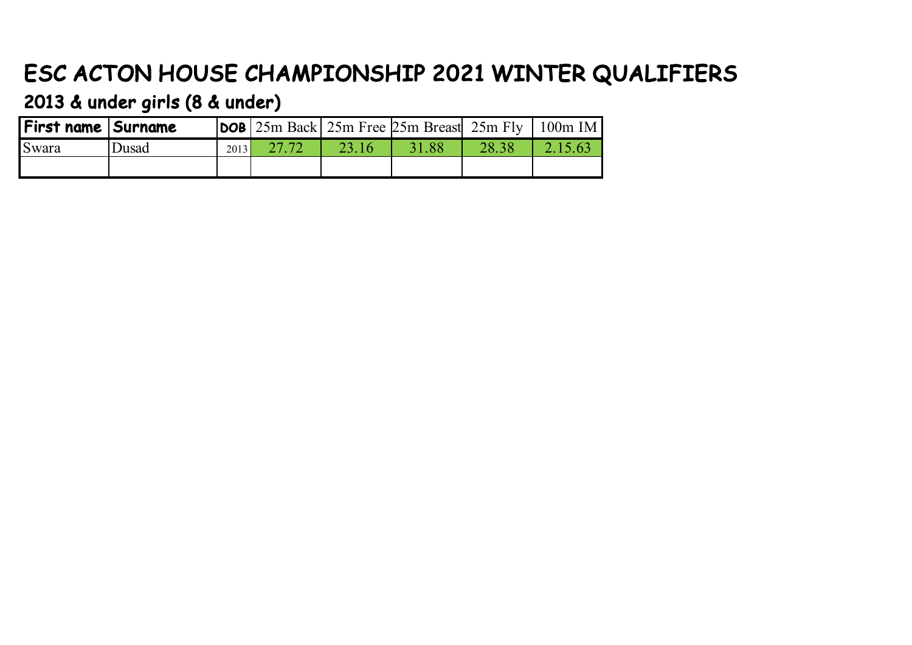# ESC ACTON HOUSE CHAMPIONSHIP 2021 WINTER QUALIFIERS

## 2013 & under girls (8 & under)

| First name | Surname | DOB | 25m Back | 25m Free | 25m Breast | 25m Fly | 100m IM |
|---|---|---|---|---|---|---|---|
| Swara | Dusad | 2013 | 27.72 | 23.16 | 31.88 | 28.38 | 2.15.63 |
| | | | | | | | |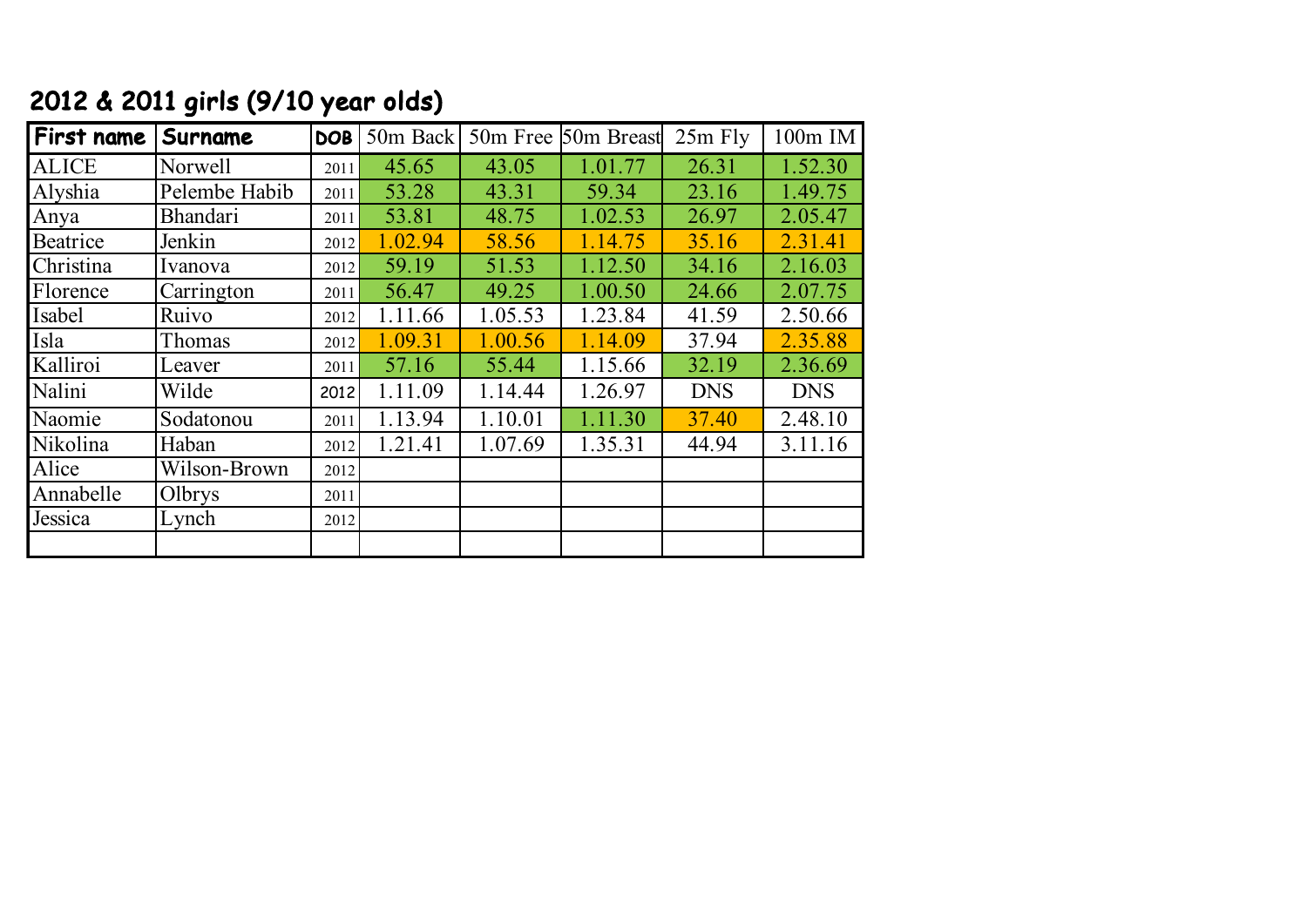## 2012 & 2011 girls (9/10 year olds)

| First name | Surname | DOB | 50m Back | 50m Free | 50m Breast | 25m Fly | 100m IM |
|---|---|---|---|---|---|---|---|
| ALICE | Norwell | 2011 | 45.65 | 43.05 | 1.01.77 | 26.31 | 1.52.30 |
| Alyshia | Pelembe Habib | 2011 | 53.28 | 43.31 | 59.34 | 23.16 | 1.49.75 |
| Anya | Bhandari | 2011 | 53.81 | 48.75 | 1.02.53 | 26.97 | 2.05.47 |
| Beatrice | Jenkin | 2012 | 1.02.94 | 58.56 | 1.14.75 | 35.16 | 2.31.41 |
| Christina | Ivanova | 2012 | 59.19 | 51.53 | 1.12.50 | 34.16 | 2.16.03 |
| Florence | Carrington | 2011 | 56.47 | 49.25 | 1.00.50 | 24.66 | 2.07.75 |
| Isabel | Ruivo | 2012 | 1.11.66 | 1.05.53 | 1.23.84 | 41.59 | 2.50.66 |
| Isla | Thomas | 2012 | 1.09.31 | 1.00.56 | 1.14.09 | 37.94 | 2.35.88 |
| Kalliroi | Leaver | 2011 | 57.16 | 55.44 | 1.15.66 | 32.19 | 2.36.69 |
| Nalini | Wilde | 2012 | 1.11.09 | 1.14.44 | 1.26.97 | DNS | DNS |
| Naomie | Sodatonou | 2011 | 1.13.94 | 1.10.01 | 1.11.30 | 37.40 | 2.48.10 |
| Nikolina | Haban | 2012 | 1.21.41 | 1.07.69 | 1.35.31 | 44.94 | 3.11.16 |
| Alice | Wilson-Brown | 2012 | | | | | |
| Annabelle | Olbrys | 2011 | | | | | |
| Jessica | Lynch | 2012 | | | | | |
| | | | | | | | |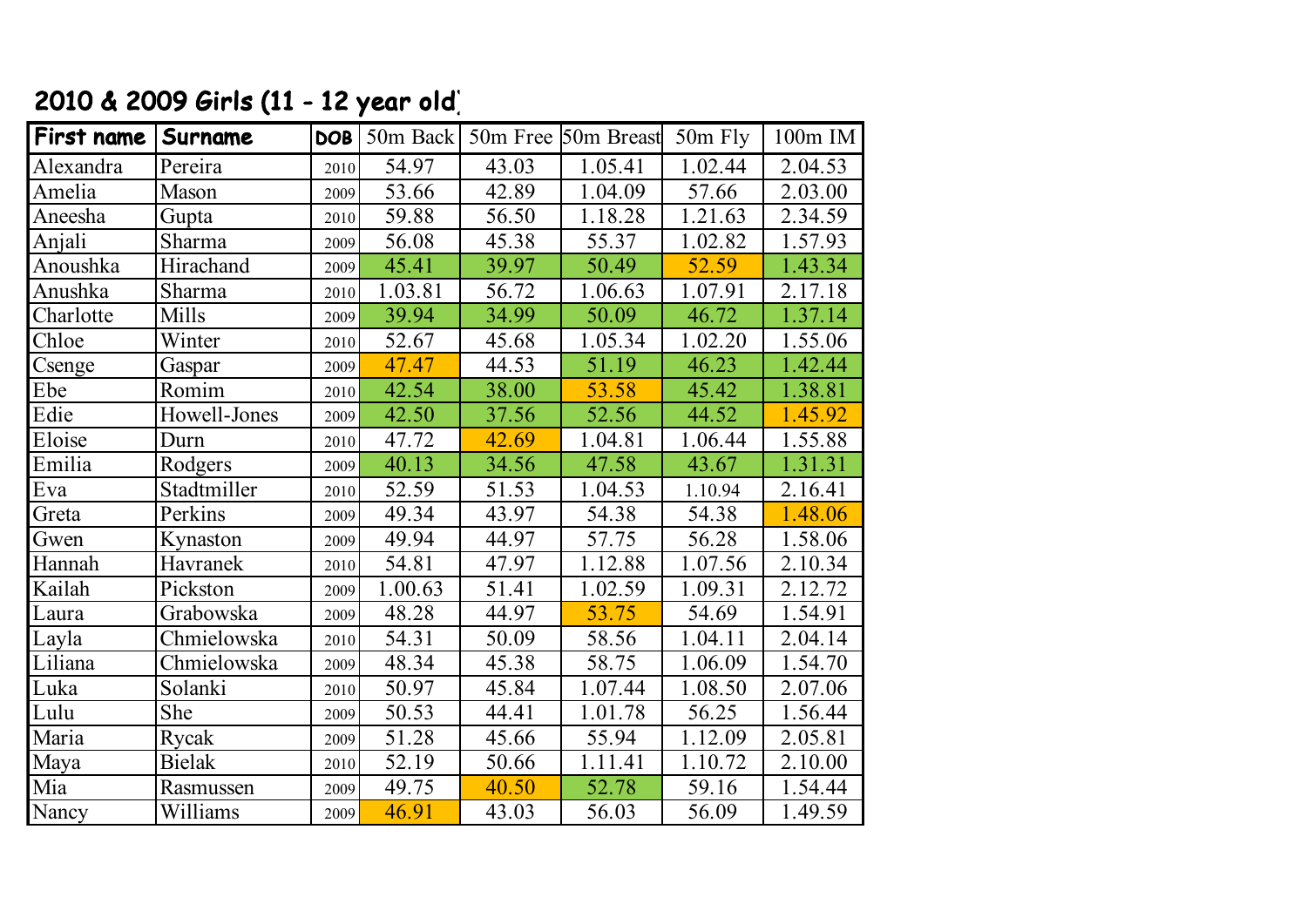## 2010 & 2009 Girls (11 - 12 year old)

| First name | Surname | DOB | 50m Back | 50m Free | 50m Breast | 50m Fly | 100m IM |
|---|---|---|---|---|---|---|---|
| Alexandra | Pereira | 2010 | 54.97 | 43.03 | 1.05.41 | 1.02.44 | 2.04.53 |
| Amelia | Mason | 2009 | 53.66 | 42.89 | 1.04.09 | 57.66 | 2.03.00 |
| Aneesha | Gupta | 2010 | 59.88 | 56.50 | 1.18.28 | 1.21.63 | 2.34.59 |
| Anjali | Sharma | 2009 | 56.08 | 45.38 | 55.37 | 1.02.82 | 1.57.93 |
| Anoushka | Hirachand | 2009 | 45.41 | 39.97 | 50.49 | 52.59 | 1.43.34 |
| Anushka | Sharma | 2010 | 1.03.81 | 56.72 | 1.06.63 | 1.07.91 | 2.17.18 |
| Charlotte | Mills | 2009 | 39.94 | 34.99 | 50.09 | 46.72 | 1.37.14 |
| Chloe | Winter | 2010 | 52.67 | 45.68 | 1.05.34 | 1.02.20 | 1.55.06 |
| Csenge | Gaspar | 2009 | 47.47 | 44.53 | 51.19 | 46.23 | 1.42.44 |
| Ebe | Romim | 2010 | 42.54 | 38.00 | 53.58 | 45.42 | 1.38.81 |
| Edie | Howell-Jones | 2009 | 42.50 | 37.56 | 52.56 | 44.52 | 1.45.92 |
| Eloise | Durn | 2010 | 47.72 | 42.69 | 1.04.81 | 1.06.44 | 1.55.88 |
| Emilia | Rodgers | 2009 | 40.13 | 34.56 | 47.58 | 43.67 | 1.31.31 |
| Eva | Stadtmiller | 2010 | 52.59 | 51.53 | 1.04.53 | 1.10.94 | 2.16.41 |
| Greta | Perkins | 2009 | 49.34 | 43.97 | 54.38 | 54.38 | 1.48.06 |
| Gwen | Kynaston | 2009 | 49.94 | 44.97 | 57.75 | 56.28 | 1.58.06 |
| Hannah | Havranek | 2010 | 54.81 | 47.97 | 1.12.88 | 1.07.56 | 2.10.34 |
| Kailah | Pickston | 2009 | 1.00.63 | 51.41 | 1.02.59 | 1.09.31 | 2.12.72 |
| Laura | Grabowska | 2009 | 48.28 | 44.97 | 53.75 | 54.69 | 1.54.91 |
| Layla | Chmielowska | 2010 | 54.31 | 50.09 | 58.56 | 1.04.11 | 2.04.14 |
| Liliana | Chmielowska | 2009 | 48.34 | 45.38 | 58.75 | 1.06.09 | 1.54.70 |
| Luka | Solanki | 2010 | 50.97 | 45.84 | 1.07.44 | 1.08.50 | 2.07.06 |
| Lulu | She | 2009 | 50.53 | 44.41 | 1.01.78 | 56.25 | 1.56.44 |
| Maria | Rycak | 2009 | 51.28 | 45.66 | 55.94 | 1.12.09 | 2.05.81 |
| Maya | Bielak | 2010 | 52.19 | 50.66 | 1.11.41 | 1.10.72 | 2.10.00 |
| Mia | Rasmussen | 2009 | 49.75 | 40.50 | 52.78 | 59.16 | 1.54.44 |
| Nancy | Williams | 2009 | 46.91 | 43.03 | 56.03 | 56.09 | 1.49.59 |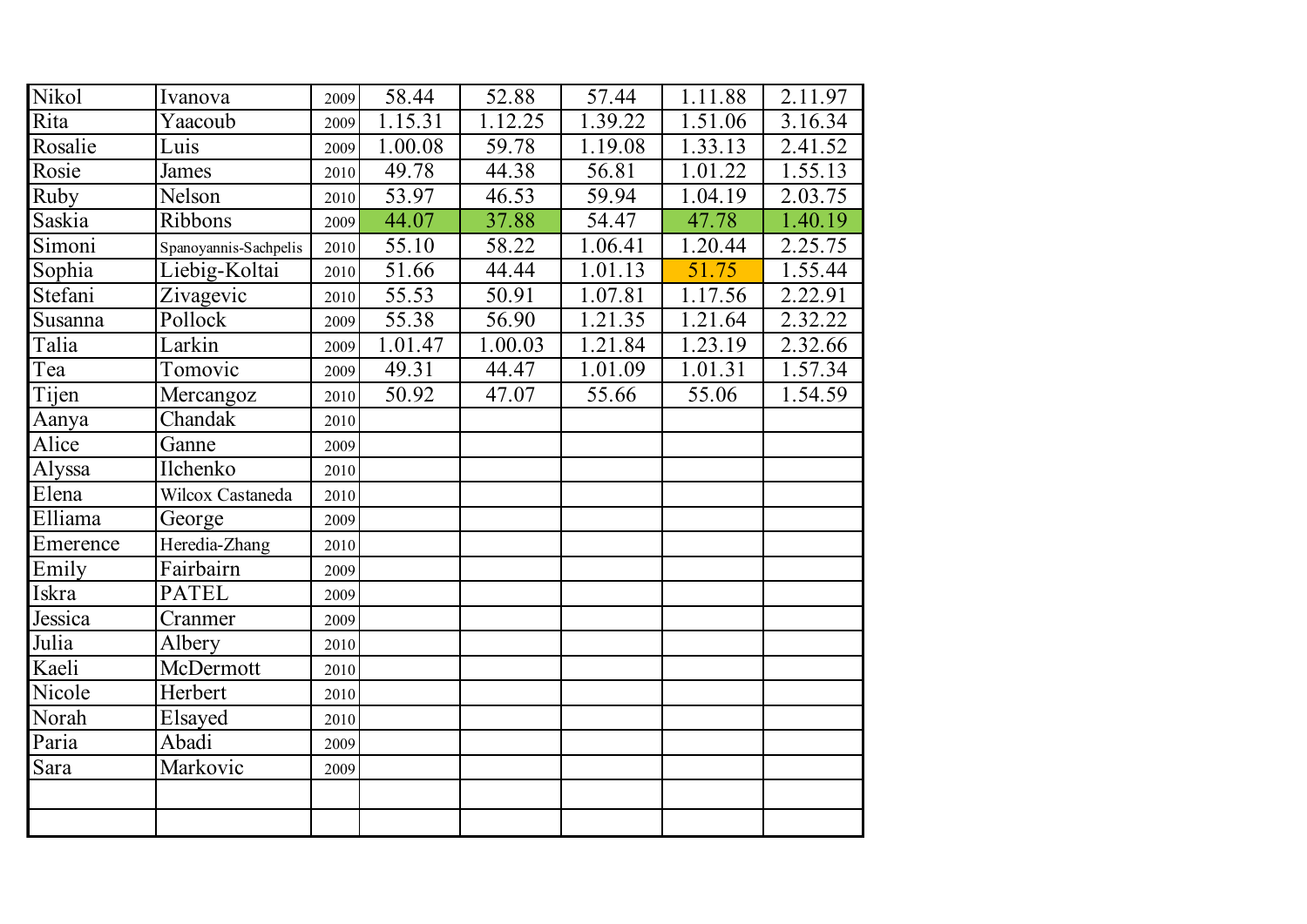| | | | | | | | |
|---|---|---|---|---|---|---|---|
| Nikol | Ivanova | 2009 | 58.44 | 52.88 | 57.44 | 1.11.88 | 2.11.97 |
| Rita | Yaacoub | 2009 | 1.15.31 | 1.12.25 | 1.39.22 | 1.51.06 | 3.16.34 |
| Rosalie | Luis | 2009 | 1.00.08 | 59.78 | 1.19.08 | 1.33.13 | 2.41.52 |
| Rosie | James | 2010 | 49.78 | 44.38 | 56.81 | 1.01.22 | 1.55.13 |
| Ruby | Nelson | 2010 | 53.97 | 46.53 | 59.94 | 1.04.19 | 2.03.75 |
| Saskia | Ribbons | 2009 | 44.07 | 37.88 | 54.47 | 47.78 | 1.40.19 |
| Simoni | Spanoyannis-Sachpelis | 2010 | 55.10 | 58.22 | 1.06.41 | 1.20.44 | 2.25.75 |
| Sophia | Liebig-Koltai | 2010 | 51.66 | 44.44 | 1.01.13 | 51.75 | 1.55.44 |
| Stefani | Zivagevic | 2010 | 55.53 | 50.91 | 1.07.81 | 1.17.56 | 2.22.91 |
| Susanna | Pollock | 2009 | 55.38 | 56.90 | 1.21.35 | 1.21.64 | 2.32.22 |
| Talia | Larkin | 2009 | 1.01.47 | 1.00.03 | 1.21.84 | 1.23.19 | 2.32.66 |
| Tea | Tomovic | 2009 | 49.31 | 44.47 | 1.01.09 | 1.01.31 | 1.57.34 |
| Tijen | Mercangoz | 2010 | 50.92 | 47.07 | 55.66 | 55.06 | 1.54.59 |
| Aanya | Chandak | 2010 | | | | | |
| Alice | Ganne | 2009 | | | | | |
| Alyssa | Ilchenko | 2010 | | | | | |
| Elena | Wilcox Castaneda | 2010 | | | | | |
| Elliama | George | 2009 | | | | | |
| Emerence | Heredia-Zhang | 2010 | | | | | |
| Emily | Fairbairn | 2009 | | | | | |
| Iskra | PATEL | 2009 | | | | | |
| Jessica | Cranmer | 2009 | | | | | |
| Julia | Albery | 2010 | | | | | |
| Kaeli | McDermott | 2010 | | | | | |
| Nicole | Herbert | 2010 | | | | | |
| Norah | Elsayed | 2010 | | | | | |
| Paria | Abadi | 2009 | | | | | |
| Sara | Markovic | 2009 | | | | | |
| | | | | | | | |
| | | | | | | | |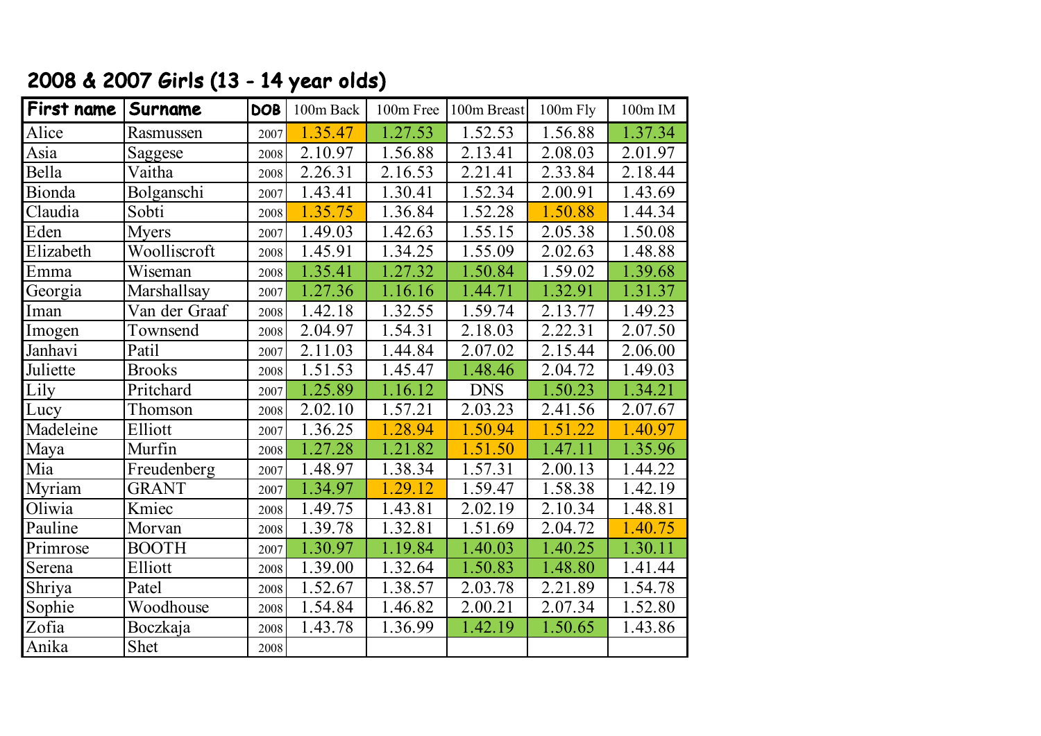## 2008 & 2007 Girls (13 - 14 year olds)

| First name | Surname | DOB | 100m Back | 100m Free | 100m Breast | 100m Fly | 100m IM |
|---|---|---|---|---|---|---|---|
| Alice | Rasmussen | 2007 | 1.35.47 | 1.27.53 | 1.52.53 | 1.56.88 | 1.37.34 |
| Asia | Saggese | 2008 | 2.10.97 | 1.56.88 | 2.13.41 | 2.08.03 | 2.01.97 |
| Bella | Vaitha | 2008 | 2.26.31 | 2.16.53 | 2.21.41 | 2.33.84 | 2.18.44 |
| Bionda | Bolganschi | 2007 | 1.43.41 | 1.30.41 | 1.52.34 | 2.00.91 | 1.43.69 |
| Claudia | Sobti | 2008 | 1.35.75 | 1.36.84 | 1.52.28 | 1.50.88 | 1.44.34 |
| Eden | Myers | 2007 | 1.49.03 | 1.42.63 | 1.55.15 | 2.05.38 | 1.50.08 |
| Elizabeth | Woolliscroft | 2008 | 1.45.91 | 1.34.25 | 1.55.09 | 2.02.63 | 1.48.88 |
| Emma | Wiseman | 2008 | 1.35.41 | 1.27.32 | 1.50.84 | 1.59.02 | 1.39.68 |
| Georgia | Marshallsay | 2007 | 1.27.36 | 1.16.16 | 1.44.71 | 1.32.91 | 1.31.37 |
| Iman | Van der Graaf | 2008 | 1.42.18 | 1.32.55 | 1.59.74 | 2.13.77 | 1.49.23 |
| Imogen | Townsend | 2008 | 2.04.97 | 1.54.31 | 2.18.03 | 2.22.31 | 2.07.50 |
| Janhavi | Patil | 2007 | 2.11.03 | 1.44.84 | 2.07.02 | 2.15.44 | 2.06.00 |
| Juliette | Brooks | 2008 | 1.51.53 | 1.45.47 | 1.48.46 | 2.04.72 | 1.49.03 |
| Lily | Pritchard | 2007 | 1.25.89 | 1.16.12 | DNS | 1.50.23 | 1.34.21 |
| Lucy | Thomson | 2008 | 2.02.10 | 1.57.21 | 2.03.23 | 2.41.56 | 2.07.67 |
| Madeleine | Elliott | 2007 | 1.36.25 | 1.28.94 | 1.50.94 | 1.51.22 | 1.40.97 |
| Maya | Murfin | 2008 | 1.27.28 | 1.21.82 | 1.51.50 | 1.47.11 | 1.35.96 |
| Mia | Freudenberg | 2007 | 1.48.97 | 1.38.34 | 1.57.31 | 2.00.13 | 1.44.22 |
| Myriam | GRANT | 2007 | 1.34.97 | 1.29.12 | 1.59.47 | 1.58.38 | 1.42.19 |
| Oliwia | Kmiec | 2008 | 1.49.75 | 1.43.81 | 2.02.19 | 2.10.34 | 1.48.81 |
| Pauline | Morvan | 2008 | 1.39.78 | 1.32.81 | 1.51.69 | 2.04.72 | 1.40.75 |
| Primrose | BOOTH | 2007 | 1.30.97 | 1.19.84 | 1.40.03 | 1.40.25 | 1.30.11 |
| Serena | Elliott | 2008 | 1.39.00 | 1.32.64 | 1.50.83 | 1.48.80 | 1.41.44 |
| Shriya | Patel | 2008 | 1.52.67 | 1.38.57 | 2.03.78 | 2.21.89 | 1.54.78 |
| Sophie | Woodhouse | 2008 | 1.54.84 | 1.46.82 | 2.00.21 | 2.07.34 | 1.52.80 |
| Zofia | Boczkaja | 2008 | 1.43.78 | 1.36.99 | 1.42.19 | 1.50.65 | 1.43.86 |
| Anika | Shet | 2008 | | | | | |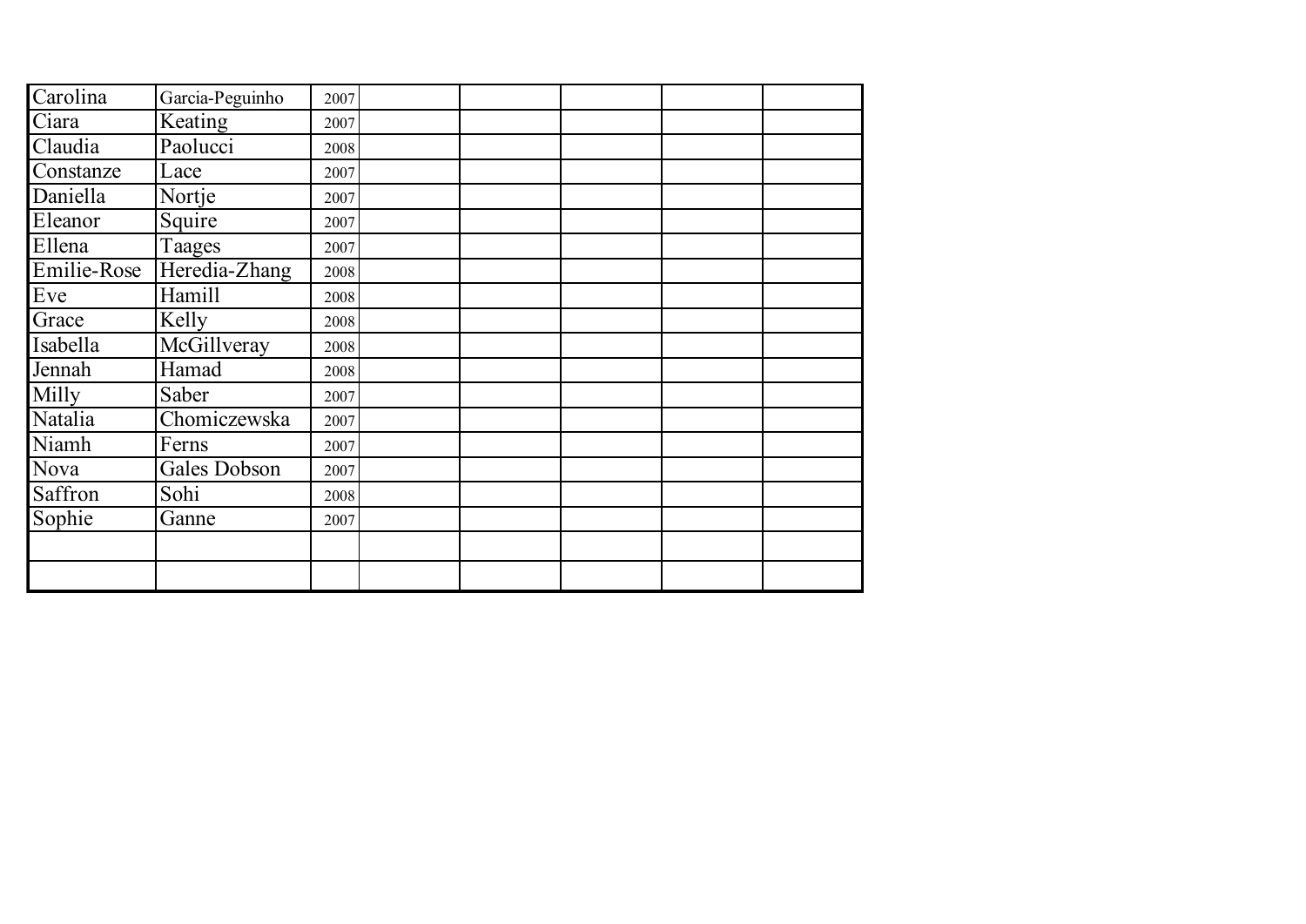| Carolina | Garcia-Peguinho | 2007 | | | | | |
|---|---|---|---|---|---|---|---|
| Ciara | Keating | 2007 | | | | | |
| Claudia | Paolucci | 2008 | | | | | |
| Constanze | Lace | 2007 | | | | | |
| Daniella | Nortje | 2007 | | | | | |
| Eleanor | Squire | 2007 | | | | | |
| Ellena | Taages | 2007 | | | | | |
| Emilie-Rose | Heredia-Zhang | 2008 | | | | | |
| Eve | Hamill | 2008 | | | | | |
| Grace | Kelly | 2008 | | | | | |
| Isabella | McGillveray | 2008 | | | | | |
| Jennah | Hamad | 2008 | | | | | |
| Milly | Saber | 2007 | | | | | |
| Natalia | Chomiczewska | 2007 | | | | | |
| Niamh | Ferns | 2007 | | | | | |
| Nova | Gales Dobson | 2007 | | | | | |
| Saffron | Sohi | 2008 | | | | | |
| Sophie | Ganne | 2007 | | | | | |
| | | | | | | | |
| | | | | | | | |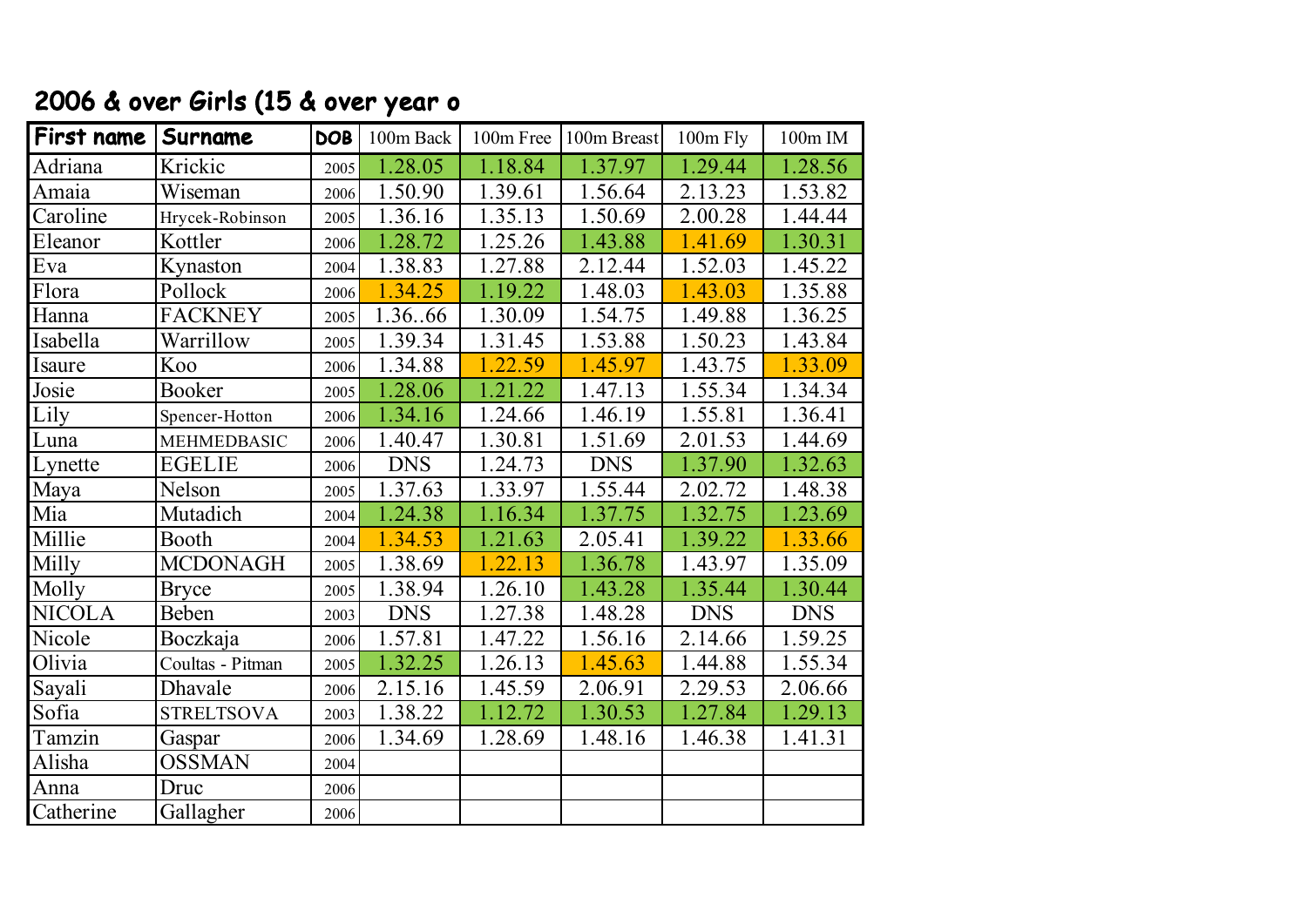## 2006 & over Girls (15 & over year o

| First name | Surname | DOB | 100m Back | 100m Free | 100m Breast | 100m Fly | 100m IM |
|---|---|---|---|---|---|---|---|
| Adriana | Krickic | 2005 | 1.28.05 | 1.18.84 | 1.37.97 | 1.29.44 | 1.28.56 |
| Amaia | Wiseman | 2006 | 1.50.90 | 1.39.61 | 1.56.64 | 2.13.23 | 1.53.82 |
| Caroline | Hrycek-Robinson | 2005 | 1.36.16 | 1.35.13 | 1.50.69 | 2.00.28 | 1.44.44 |
| Eleanor | Kottler | 2006 | 1.28.72 | 1.25.26 | 1.43.88 | 1.41.69 | 1.30.31 |
| Eva | Kynaston | 2004 | 1.38.83 | 1.27.88 | 2.12.44 | 1.52.03 | 1.45.22 |
| Flora | Pollock | 2006 | 1.34.25 | 1.19.22 | 1.48.03 | 1.43.03 | 1.35.88 |
| Hanna | FACKNEY | 2005 | 1.36..66 | 1.30.09 | 1.54.75 | 1.49.88 | 1.36.25 |
| Isabella | Warrillow | 2005 | 1.39.34 | 1.31.45 | 1.53.88 | 1.50.23 | 1.43.84 |
| Isaure | Koo | 2006 | 1.34.88 | 1.22.59 | 1.45.97 | 1.43.75 | 1.33.09 |
| Josie | Booker | 2005 | 1.28.06 | 1.21.22 | 1.47.13 | 1.55.34 | 1.34.34 |
| Lily | Spencer-Hotton | 2006 | 1.34.16 | 1.24.66 | 1.46.19 | 1.55.81 | 1.36.41 |
| Luna | MEHMEDBASIC | 2006 | 1.40.47 | 1.30.81 | 1.51.69 | 2.01.53 | 1.44.69 |
| Lynette | EGELIE | 2006 | DNS | 1.24.73 | DNS | 1.37.90 | 1.32.63 |
| Maya | Nelson | 2005 | 1.37.63 | 1.33.97 | 1.55.44 | 2.02.72 | 1.48.38 |
| Mia | Mutadich | 2004 | 1.24.38 | 1.16.34 | 1.37.75 | 1.32.75 | 1.23.69 |
| Millie | Booth | 2004 | 1.34.53 | 1.21.63 | 2.05.41 | 1.39.22 | 1.33.66 |
| Milly | MCDONAGH | 2005 | 1.38.69 | 1.22.13 | 1.36.78 | 1.43.97 | 1.35.09 |
| Molly | Bryce | 2005 | 1.38.94 | 1.26.10 | 1.43.28 | 1.35.44 | 1.30.44 |
| NICOLA | Beben | 2003 | DNS | 1.27.38 | 1.48.28 | DNS | DNS |
| Nicole | Boczkaja | 2006 | 1.57.81 | 1.47.22 | 1.56.16 | 2.14.66 | 1.59.25 |
| Olivia | Coultas - Pitman | 2005 | 1.32.25 | 1.26.13 | 1.45.63 | 1.44.88 | 1.55.34 |
| Sayali | Dhavale | 2006 | 2.15.16 | 1.45.59 | 2.06.91 | 2.29.53 | 2.06.66 |
| Sofia | STRELTSOVA | 2003 | 1.38.22 | 1.12.72 | 1.30.53 | 1.27.84 | 1.29.13 |
| Tamzin | Gaspar | 2006 | 1.34.69 | 1.28.69 | 1.48.16 | 1.46.38 | 1.41.31 |
| Alisha | OSSMAN | 2004 | | | | | |
| Anna | Druc | 2006 | | | | | |
| Catherine | Gallagher | 2006 | | | | | |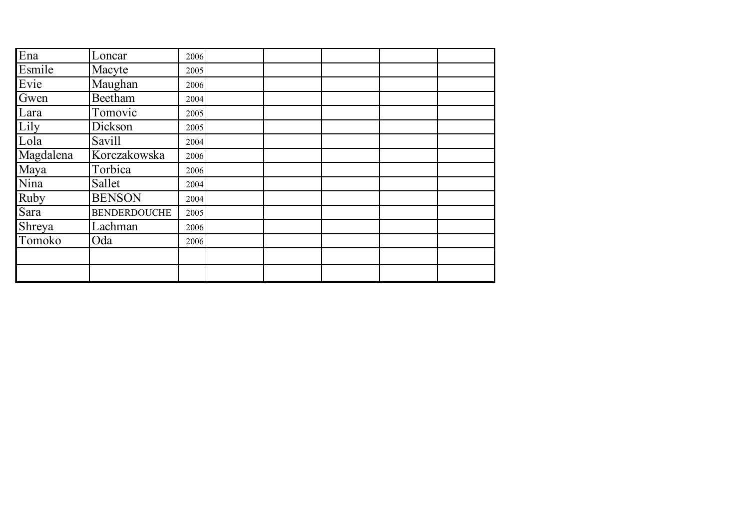| | | | | | | | |
|---|---|---|---|---|---|---|---|
| Ena | Loncar | 2006 | | | | | |
| Esmile | Macyte | 2005 | | | | | |
| Evie | Maughan | 2006 | | | | | |
| Gwen | Beetham | 2004 | | | | | |
| Lara | Tomovic | 2005 | | | | | |
| Lily | Dickson | 2005 | | | | | |
| Lola | Savill | 2004 | | | | | |
| Magdalena | Korczakowska | 2006 | | | | | |
| Maya | Torbica | 2006 | | | | | |
| Nina | Sallet | 2004 | | | | | |
| Ruby | BENSON | 2004 | | | | | |
| Sara | BENDERDOUCHE | 2005 | | | | | |
| Shreya | Lachman | 2006 | | | | | |
| Tomoko | Oda | 2006 | | | | | |
| | | | | | | | |
| | | | | | | | |